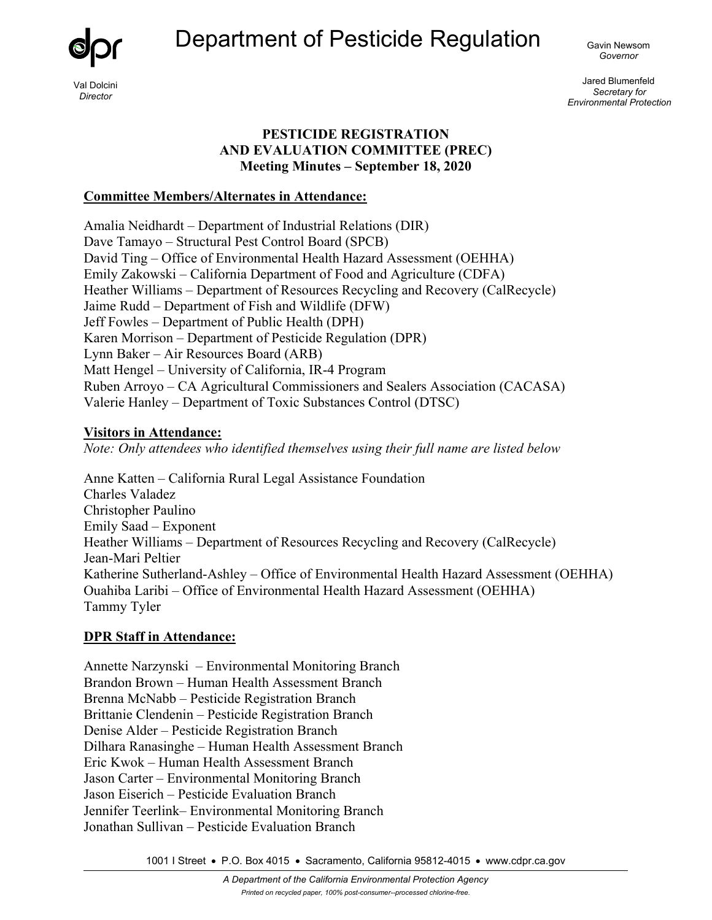Department of Pesticide Regulation

Val Dolcini
*Director*

Gavin Newsom
*Governor*

Jared Blumenfeld
*Secretary for Environmental Protection*

**PESTICIDE REGISTRATION AND EVALUATION COMMITTEE (PREC)**
**Meeting Minutes – September 18, 2020**

**Committee Members/Alternates in Attendance:**

Amalia Neidhardt – Department of Industrial Relations (DIR)
Dave Tamayo – Structural Pest Control Board (SPCB)
David Ting – Office of Environmental Health Hazard Assessment (OEHHA)
Emily Zakowski – California Department of Food and Agriculture (CDFA)
Heather Williams – Department of Resources Recycling and Recovery (CalRecycle)
Jaime Rudd – Department of Fish and Wildlife (DFW)
Jeff Fowles – Department of Public Health (DPH)
Karen Morrison – Department of Pesticide Regulation (DPR)
Lynn Baker – Air Resources Board (ARB)
Matt Hengel – University of California, IR-4 Program
Ruben Arroyo – CA Agricultural Commissioners and Sealers Association (CACASA)
Valerie Hanley – Department of Toxic Substances Control (DTSC)

**Visitors in Attendance:**
*Note: Only attendees who identified themselves using their full name are listed below*

Anne Katten – California Rural Legal Assistance Foundation
Charles Valadez
Christopher Paulino
Emily Saad – Exponent
Heather Williams – Department of Resources Recycling and Recovery (CalRecycle)
Jean-Mari Peltier
Katherine Sutherland-Ashley – Office of Environmental Health Hazard Assessment (OEHHA)
Ouahiba Laribi – Office of Environmental Health Hazard Assessment (OEHHA)
Tammy Tyler

**DPR Staff in Attendance:**

Annette Narzynski – Environmental Monitoring Branch
Brandon Brown – Human Health Assessment Branch
Brenna McNabb – Pesticide Registration Branch
Brittanie Clendenin – Pesticide Registration Branch
Denise Alder – Pesticide Registration Branch
Dilhara Ranasinghe – Human Health Assessment Branch
Eric Kwok – Human Health Assessment Branch
Jason Carter – Environmental Monitoring Branch
Jason Eiserich – Pesticide Evaluation Branch
Jennifer Teerlink– Environmental Monitoring Branch
Jonathan Sullivan – Pesticide Evaluation Branch

1001 I Street • P.O. Box 4015 • Sacramento, California 95812-4015 • www.cdpr.ca.gov

*A Department of the California Environmental Protection Agency*
*Printed on recycled paper, 100% post-consumer--processed chlorine-free.*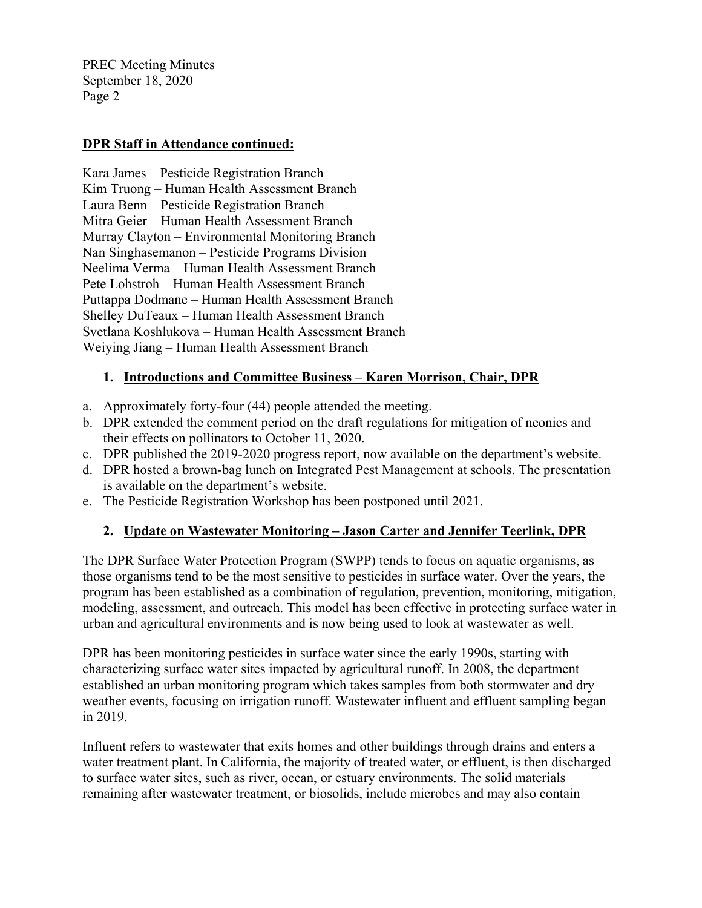**DPR Staff in Attendance continued:**

Kara James – Pesticide Registration Branch
Kim Truong – Human Health Assessment Branch
Laura Benn – Pesticide Registration Branch
Mitra Geier – Human Health Assessment Branch
Murray Clayton – Environmental Monitoring Branch
Nan Singhasemanon – Pesticide Programs Division
Neelima Verma – Human Health Assessment Branch
Pete Lohstroh – Human Health Assessment Branch
Puttappa Dodmane – Human Health Assessment Branch
Shelley DuTeaux – Human Health Assessment Branch
Svetlana Koshlukova – Human Health Assessment Branch
Weiying Jiang – Human Health Assessment Branch

## 1. Introductions and Committee Business – Karen Morrison, Chair, DPR

a. Approximately forty-four (44) people attended the meeting.
b. DPR extended the comment period on the draft regulations for mitigation of neonics and their effects on pollinators to October 11, 2020.
c. DPR published the 2019-2020 progress report, now available on the department's website.
d. DPR hosted a brown-bag lunch on Integrated Pest Management at schools. The presentation is available on the department's website.
e. The Pesticide Registration Workshop has been postponed until 2021.

## 2. Update on Wastewater Monitoring – Jason Carter and Jennifer Teerlink, DPR

The DPR Surface Water Protection Program (SWPP) tends to focus on aquatic organisms, as those organisms tend to be the most sensitive to pesticides in surface water. Over the years, the program has been established as a combination of regulation, prevention, monitoring, mitigation, modeling, assessment, and outreach. This model has been effective in protecting surface water in urban and agricultural environments and is now being used to look at wastewater as well.

DPR has been monitoring pesticides in surface water since the early 1990s, starting with characterizing surface water sites impacted by agricultural runoff. In 2008, the department established an urban monitoring program which takes samples from both stormwater and dry weather events, focusing on irrigation runoff. Wastewater influent and effluent sampling began in 2019.

Influent refers to wastewater that exits homes and other buildings through drains and enters a water treatment plant. In California, the majority of treated water, or effluent, is then discharged to surface water sites, such as river, ocean, or estuary environments. The solid materials remaining after wastewater treatment, or biosolids, include microbes and may also contain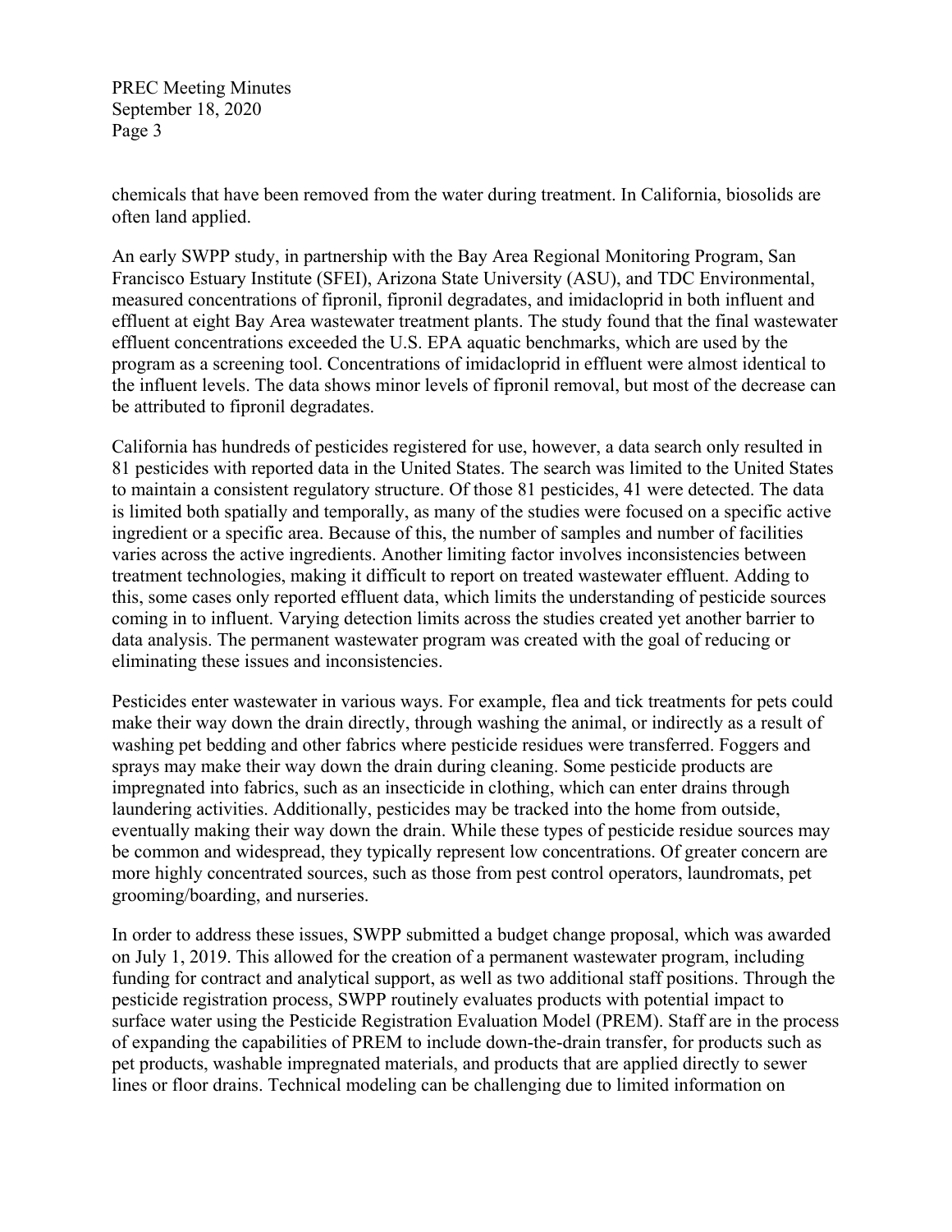chemicals that have been removed from the water during treatment. In California, biosolids are often land applied.

An early SWPP study, in partnership with the Bay Area Regional Monitoring Program, San Francisco Estuary Institute (SFEI), Arizona State University (ASU), and TDC Environmental, measured concentrations of fipronil, fipronil degradates, and imidacloprid in both influent and effluent at eight Bay Area wastewater treatment plants. The study found that the final wastewater effluent concentrations exceeded the U.S. EPA aquatic benchmarks, which are used by the program as a screening tool. Concentrations of imidacloprid in effluent were almost identical to the influent levels. The data shows minor levels of fipronil removal, but most of the decrease can be attributed to fipronil degradates.

California has hundreds of pesticides registered for use, however, a data search only resulted in 81 pesticides with reported data in the United States. The search was limited to the United States to maintain a consistent regulatory structure. Of those 81 pesticides, 41 were detected. The data is limited both spatially and temporally, as many of the studies were focused on a specific active ingredient or a specific area. Because of this, the number of samples and number of facilities varies across the active ingredients. Another limiting factor involves inconsistencies between treatment technologies, making it difficult to report on treated wastewater effluent. Adding to this, some cases only reported effluent data, which limits the understanding of pesticide sources coming in to influent. Varying detection limits across the studies created yet another barrier to data analysis. The permanent wastewater program was created with the goal of reducing or eliminating these issues and inconsistencies.

Pesticides enter wastewater in various ways. For example, flea and tick treatments for pets could make their way down the drain directly, through washing the animal, or indirectly as a result of washing pet bedding and other fabrics where pesticide residues were transferred. Foggers and sprays may make their way down the drain during cleaning. Some pesticide products are impregnated into fabrics, such as an insecticide in clothing, which can enter drains through laundering activities. Additionally, pesticides may be tracked into the home from outside, eventually making their way down the drain. While these types of pesticide residue sources may be common and widespread, they typically represent low concentrations. Of greater concern are more highly concentrated sources, such as those from pest control operators, laundromats, pet grooming/boarding, and nurseries.

In order to address these issues, SWPP submitted a budget change proposal, which was awarded on July 1, 2019. This allowed for the creation of a permanent wastewater program, including funding for contract and analytical support, as well as two additional staff positions. Through the pesticide registration process, SWPP routinely evaluates products with potential impact to surface water using the Pesticide Registration Evaluation Model (PREM). Staff are in the process of expanding the capabilities of PREM to include down-the-drain transfer, for products such as pet products, washable impregnated materials, and products that are applied directly to sewer lines or floor drains. Technical modeling can be challenging due to limited information on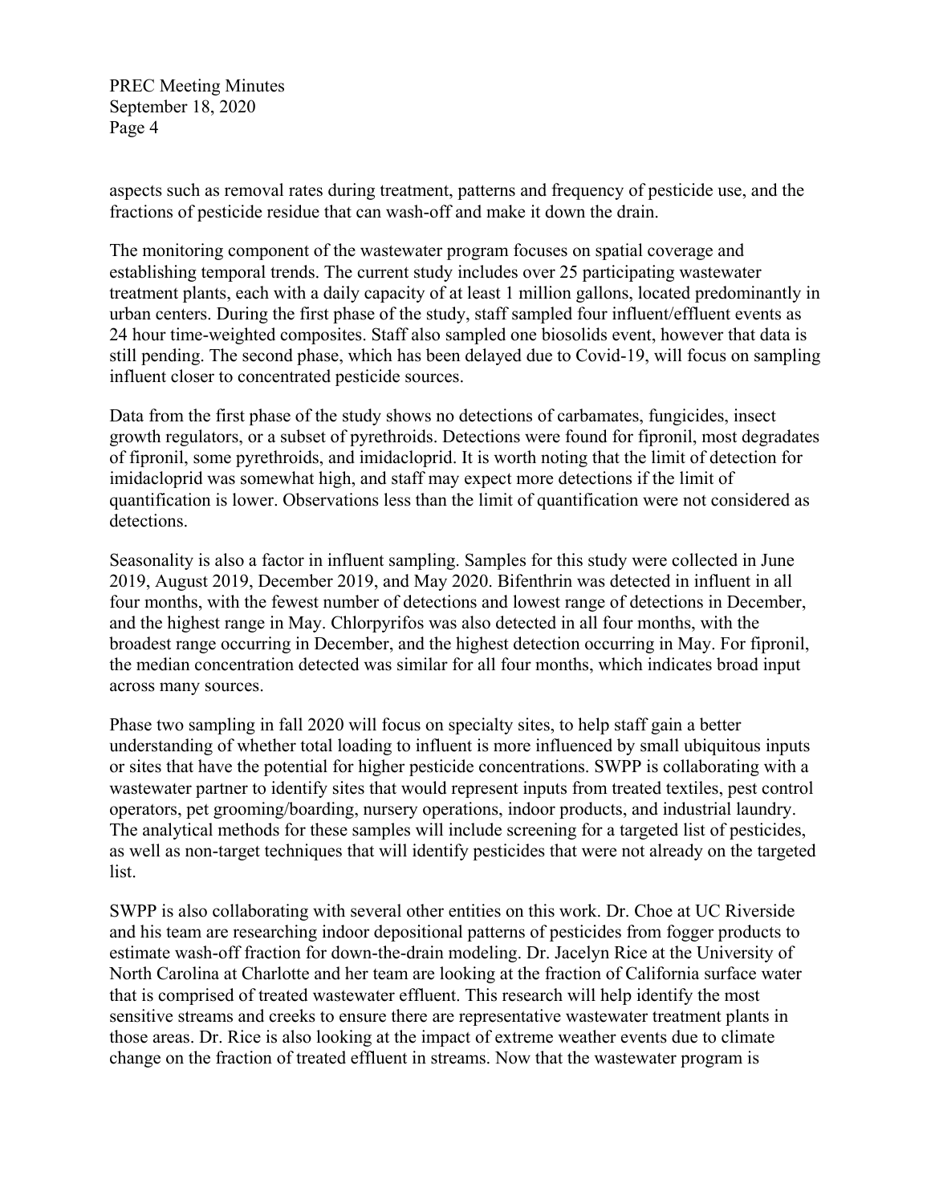aspects such as removal rates during treatment, patterns and frequency of pesticide use, and the fractions of pesticide residue that can wash-off and make it down the drain.

The monitoring component of the wastewater program focuses on spatial coverage and establishing temporal trends. The current study includes over 25 participating wastewater treatment plants, each with a daily capacity of at least 1 million gallons, located predominantly in urban centers. During the first phase of the study, staff sampled four influent/effluent events as 24 hour time-weighted composites. Staff also sampled one biosolids event, however that data is still pending. The second phase, which has been delayed due to Covid-19, will focus on sampling influent closer to concentrated pesticide sources.

Data from the first phase of the study shows no detections of carbamates, fungicides, insect growth regulators, or a subset of pyrethroids. Detections were found for fipronil, most degradates of fipronil, some pyrethroids, and imidacloprid. It is worth noting that the limit of detection for imidacloprid was somewhat high, and staff may expect more detections if the limit of quantification is lower. Observations less than the limit of quantification were not considered as detections.

Seasonality is also a factor in influent sampling. Samples for this study were collected in June 2019, August 2019, December 2019, and May 2020. Bifenthrin was detected in influent in all four months, with the fewest number of detections and lowest range of detections in December, and the highest range in May. Chlorpyrifos was also detected in all four months, with the broadest range occurring in December, and the highest detection occurring in May. For fipronil, the median concentration detected was similar for all four months, which indicates broad input across many sources.

Phase two sampling in fall 2020 will focus on specialty sites, to help staff gain a better understanding of whether total loading to influent is more influenced by small ubiquitous inputs or sites that have the potential for higher pesticide concentrations. SWPP is collaborating with a wastewater partner to identify sites that would represent inputs from treated textiles, pest control operators, pet grooming/boarding, nursery operations, indoor products, and industrial laundry. The analytical methods for these samples will include screening for a targeted list of pesticides, as well as non-target techniques that will identify pesticides that were not already on the targeted list.

SWPP is also collaborating with several other entities on this work. Dr. Choe at UC Riverside and his team are researching indoor depositional patterns of pesticides from fogger products to estimate wash-off fraction for down-the-drain modeling. Dr. Jacelyn Rice at the University of North Carolina at Charlotte and her team are looking at the fraction of California surface water that is comprised of treated wastewater effluent. This research will help identify the most sensitive streams and creeks to ensure there are representative wastewater treatment plants in those areas. Dr. Rice is also looking at the impact of extreme weather events due to climate change on the fraction of treated effluent in streams. Now that the wastewater program is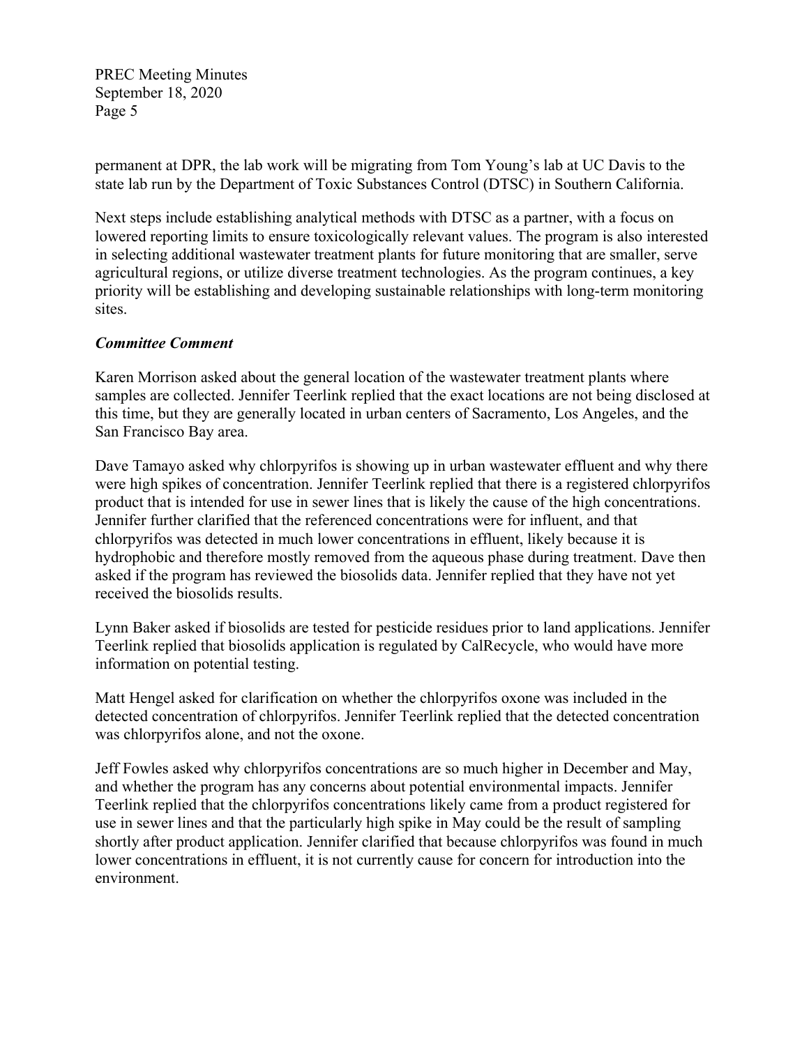permanent at DPR, the lab work will be migrating from Tom Young's lab at UC Davis to the state lab run by the Department of Toxic Substances Control (DTSC) in Southern California.

Next steps include establishing analytical methods with DTSC as a partner, with a focus on lowered reporting limits to ensure toxicologically relevant values. The program is also interested in selecting additional wastewater treatment plants for future monitoring that are smaller, serve agricultural regions, or utilize diverse treatment technologies. As the program continues, a key priority will be establishing and developing sustainable relationships with long-term monitoring sites.

***Committee Comment***

Karen Morrison asked about the general location of the wastewater treatment plants where samples are collected. Jennifer Teerlink replied that the exact locations are not being disclosed at this time, but they are generally located in urban centers of Sacramento, Los Angeles, and the San Francisco Bay area.

Dave Tamayo asked why chlorpyrifos is showing up in urban wastewater effluent and why there were high spikes of concentration. Jennifer Teerlink replied that there is a registered chlorpyrifos product that is intended for use in sewer lines that is likely the cause of the high concentrations. Jennifer further clarified that the referenced concentrations were for influent, and that chlorpyrifos was detected in much lower concentrations in effluent, likely because it is hydrophobic and therefore mostly removed from the aqueous phase during treatment. Dave then asked if the program has reviewed the biosolids data. Jennifer replied that they have not yet received the biosolids results.

Lynn Baker asked if biosolids are tested for pesticide residues prior to land applications. Jennifer Teerlink replied that biosolids application is regulated by CalRecycle, who would have more information on potential testing.

Matt Hengel asked for clarification on whether the chlorpyrifos oxone was included in the detected concentration of chlorpyrifos. Jennifer Teerlink replied that the detected concentration was chlorpyrifos alone, and not the oxone.

Jeff Fowles asked why chlorpyrifos concentrations are so much higher in December and May, and whether the program has any concerns about potential environmental impacts. Jennifer Teerlink replied that the chlorpyrifos concentrations likely came from a product registered for use in sewer lines and that the particularly high spike in May could be the result of sampling shortly after product application. Jennifer clarified that because chlorpyrifos was found in much lower concentrations in effluent, it is not currently cause for concern for introduction into the environment.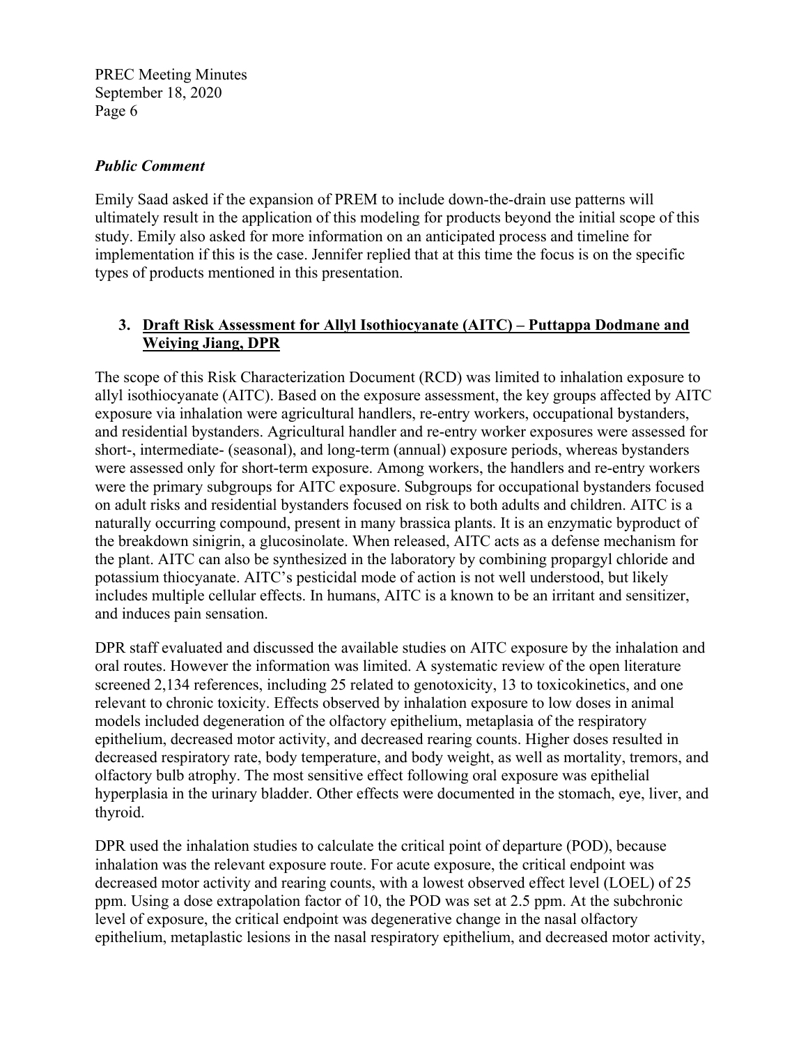*Public Comment*

Emily Saad asked if the expansion of PREM to include down-the-drain use patterns will ultimately result in the application of this modeling for products beyond the initial scope of this study. Emily also asked for more information on an anticipated process and timeline for implementation if this is the case. Jennifer replied that at this time the focus is on the specific types of products mentioned in this presentation.

3. **Draft Risk Assessment for Allyl Isothiocyanate (AITC) – Puttappa Dodmane and Weiying Jiang, DPR**

The scope of this Risk Characterization Document (RCD) was limited to inhalation exposure to allyl isothiocyanate (AITC). Based on the exposure assessment, the key groups affected by AITC exposure via inhalation were agricultural handlers, re-entry workers, occupational bystanders, and residential bystanders. Agricultural handler and re-entry worker exposures were assessed for short-, intermediate- (seasonal), and long-term (annual) exposure periods, whereas bystanders were assessed only for short-term exposure. Among workers, the handlers and re-entry workers were the primary subgroups for AITC exposure. Subgroups for occupational bystanders focused on adult risks and residential bystanders focused on risk to both adults and children. AITC is a naturally occurring compound, present in many brassica plants. It is an enzymatic byproduct of the breakdown sinigrin, a glucosinolate. When released, AITC acts as a defense mechanism for the plant. AITC can also be synthesized in the laboratory by combining propargyl chloride and potassium thiocyanate. AITC's pesticidal mode of action is not well understood, but likely includes multiple cellular effects. In humans, AITC is a known to be an irritant and sensitizer, and induces pain sensation.

DPR staff evaluated and discussed the available studies on AITC exposure by the inhalation and oral routes. However the information was limited. A systematic review of the open literature screened 2,134 references, including 25 related to genotoxicity, 13 to toxicokinetics, and one relevant to chronic toxicity. Effects observed by inhalation exposure to low doses in animal models included degeneration of the olfactory epithelium, metaplasia of the respiratory epithelium, decreased motor activity, and decreased rearing counts. Higher doses resulted in decreased respiratory rate, body temperature, and body weight, as well as mortality, tremors, and olfactory bulb atrophy. The most sensitive effect following oral exposure was epithelial hyperplasia in the urinary bladder. Other effects were documented in the stomach, eye, liver, and thyroid.

DPR used the inhalation studies to calculate the critical point of departure (POD), because inhalation was the relevant exposure route. For acute exposure, the critical endpoint was decreased motor activity and rearing counts, with a lowest observed effect level (LOEL) of 25 ppm. Using a dose extrapolation factor of 10, the POD was set at 2.5 ppm. At the subchronic level of exposure, the critical endpoint was degenerative change in the nasal olfactory epithelium, metaplastic lesions in the nasal respiratory epithelium, and decreased motor activity,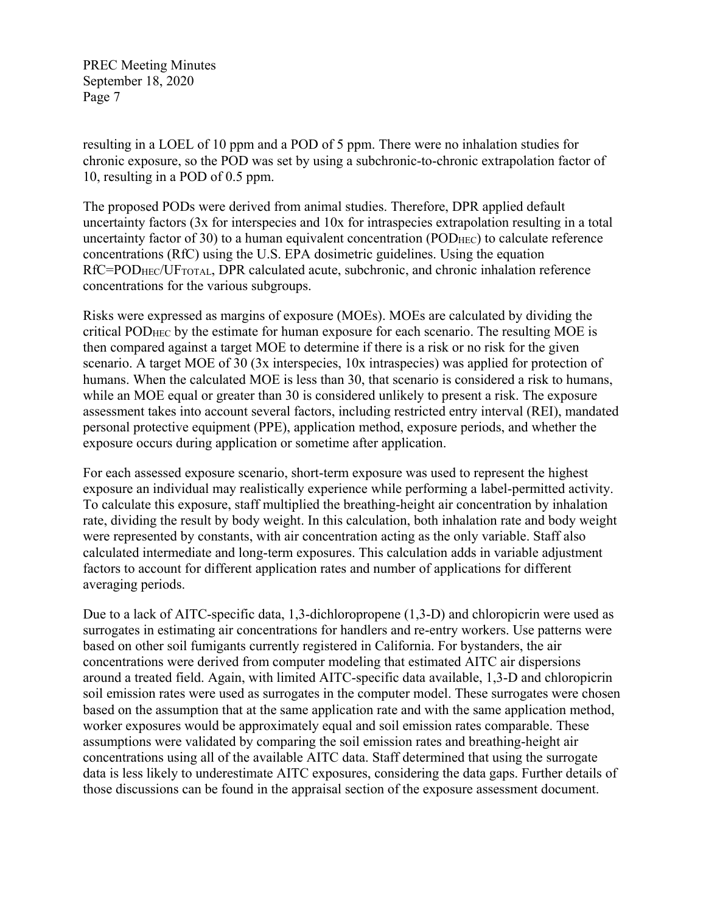resulting in a LOEL of 10 ppm and a POD of 5 ppm. There were no inhalation studies for chronic exposure, so the POD was set by using a subchronic-to-chronic extrapolation factor of 10, resulting in a POD of 0.5 ppm.

The proposed PODs were derived from animal studies. Therefore, DPR applied default uncertainty factors (3x for interspecies and 10x for intraspecies extrapolation resulting in a total uncertainty factor of 30) to a human equivalent concentration ($POD_{HEC}$) to calculate reference concentrations (RfC) using the U.S. EPA dosimetric guidelines. Using the equation $RfC=POD_{HEC}/UF_{TOTAL}$, DPR calculated acute, subchronic, and chronic inhalation reference concentrations for the various subgroups.

Risks were expressed as margins of exposure (MOEs). MOEs are calculated by dividing the critical $POD_{HEC}$ by the estimate for human exposure for each scenario. The resulting MOE is then compared against a target MOE to determine if there is a risk or no risk for the given scenario. A target MOE of 30 (3x interspecies, 10x intraspecies) was applied for protection of humans. When the calculated MOE is less than 30, that scenario is considered a risk to humans, while an MOE equal or greater than 30 is considered unlikely to present a risk. The exposure assessment takes into account several factors, including restricted entry interval (REI), mandated personal protective equipment (PPE), application method, exposure periods, and whether the exposure occurs during application or sometime after application.

For each assessed exposure scenario, short-term exposure was used to represent the highest exposure an individual may realistically experience while performing a label-permitted activity. To calculate this exposure, staff multiplied the breathing-height air concentration by inhalation rate, dividing the result by body weight. In this calculation, both inhalation rate and body weight were represented by constants, with air concentration acting as the only variable. Staff also calculated intermediate and long-term exposures. This calculation adds in variable adjustment factors to account for different application rates and number of applications for different averaging periods.

Due to a lack of AITC-specific data, 1,3-dichloropropene (1,3-D) and chloropicrin were used as surrogates in estimating air concentrations for handlers and re-entry workers. Use patterns were based on other soil fumigants currently registered in California. For bystanders, the air concentrations were derived from computer modeling that estimated AITC air dispersions around a treated field. Again, with limited AITC-specific data available, 1,3-D and chloropicrin soil emission rates were used as surrogates in the computer model. These surrogates were chosen based on the assumption that at the same application rate and with the same application method, worker exposures would be approximately equal and soil emission rates comparable. These assumptions were validated by comparing the soil emission rates and breathing-height air concentrations using all of the available AITC data. Staff determined that using the surrogate data is less likely to underestimate AITC exposures, considering the data gaps. Further details of those discussions can be found in the appraisal section of the exposure assessment document.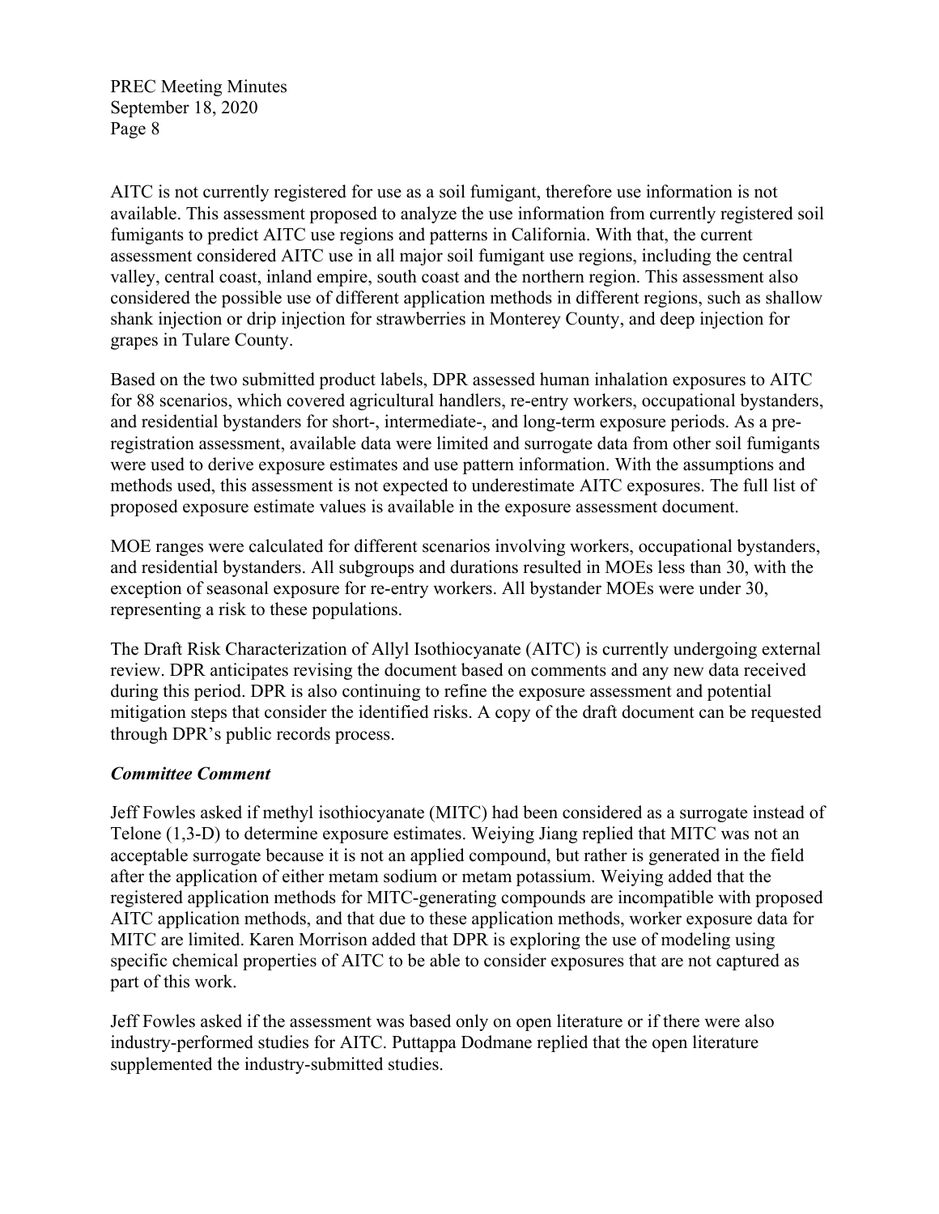AITC is not currently registered for use as a soil fumigant, therefore use information is not available. This assessment proposed to analyze the use information from currently registered soil fumigants to predict AITC use regions and patterns in California. With that, the current assessment considered AITC use in all major soil fumigant use regions, including the central valley, central coast, inland empire, south coast and the northern region. This assessment also considered the possible use of different application methods in different regions, such as shallow shank injection or drip injection for strawberries in Monterey County, and deep injection for grapes in Tulare County.

Based on the two submitted product labels, DPR assessed human inhalation exposures to AITC for 88 scenarios, which covered agricultural handlers, re-entry workers, occupational bystanders, and residential bystanders for short-, intermediate-, and long-term exposure periods. As a pre-registration assessment, available data were limited and surrogate data from other soil fumigants were used to derive exposure estimates and use pattern information. With the assumptions and methods used, this assessment is not expected to underestimate AITC exposures. The full list of proposed exposure estimate values is available in the exposure assessment document.

MOE ranges were calculated for different scenarios involving workers, occupational bystanders, and residential bystanders. All subgroups and durations resulted in MOEs less than 30, with the exception of seasonal exposure for re-entry workers. All bystander MOEs were under 30, representing a risk to these populations.

The Draft Risk Characterization of Allyl Isothiocyanate (AITC) is currently undergoing external review. DPR anticipates revising the document based on comments and any new data received during this period. DPR is also continuing to refine the exposure assessment and potential mitigation steps that consider the identified risks. A copy of the draft document can be requested through DPR's public records process.

### *Committee Comment*

Jeff Fowles asked if methyl isothiocyanate (MITC) had been considered as a surrogate instead of Telone (1,3-D) to determine exposure estimates. Weiying Jiang replied that MITC was not an acceptable surrogate because it is not an applied compound, but rather is generated in the field after the application of either metam sodium or metam potassium. Weiying added that the registered application methods for MITC-generating compounds are incompatible with proposed AITC application methods, and that due to these application methods, worker exposure data for MITC are limited. Karen Morrison added that DPR is exploring the use of modeling using specific chemical properties of AITC to be able to consider exposures that are not captured as part of this work.

Jeff Fowles asked if the assessment was based only on open literature or if there were also industry-performed studies for AITC. Puttappa Dodmane replied that the open literature supplemented the industry-submitted studies.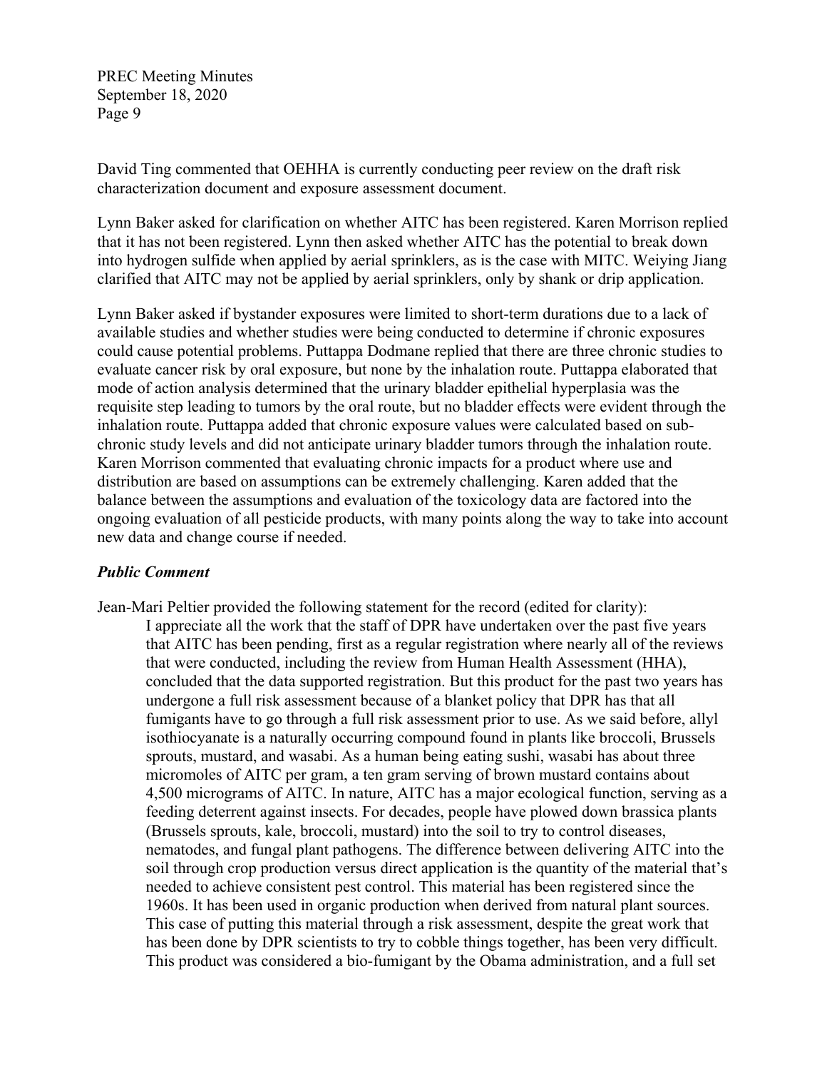David Ting commented that OEHHA is currently conducting peer review on the draft risk characterization document and exposure assessment document.

Lynn Baker asked for clarification on whether AITC has been registered. Karen Morrison replied that it has not been registered. Lynn then asked whether AITC has the potential to break down into hydrogen sulfide when applied by aerial sprinklers, as is the case with MITC. Weiying Jiang clarified that AITC may not be applied by aerial sprinklers, only by shank or drip application.

Lynn Baker asked if bystander exposures were limited to short-term durations due to a lack of available studies and whether studies were being conducted to determine if chronic exposures could cause potential problems. Puttappa Dodmane replied that there are three chronic studies to evaluate cancer risk by oral exposure, but none by the inhalation route. Puttappa elaborated that mode of action analysis determined that the urinary bladder epithelial hyperplasia was the requisite step leading to tumors by the oral route, but no bladder effects were evident through the inhalation route. Puttappa added that chronic exposure values were calculated based on sub-chronic study levels and did not anticipate urinary bladder tumors through the inhalation route. Karen Morrison commented that evaluating chronic impacts for a product where use and distribution are based on assumptions can be extremely challenging. Karen added that the balance between the assumptions and evaluation of the toxicology data are factored into the ongoing evaluation of all pesticide products, with many points along the way to take into account new data and change course if needed.

### *Public Comment*

Jean-Mari Peltier provided the following statement for the record (edited for clarity):

> I appreciate all the work that the staff of DPR have undertaken over the past five years that AITC has been pending, first as a regular registration where nearly all of the reviews that were conducted, including the review from Human Health Assessment (HHA), concluded that the data supported registration. But this product for the past two years has undergone a full risk assessment because of a blanket policy that DPR has that all fumigants have to go through a full risk assessment prior to use. As we said before, allyl isothiocyanate is a naturally occurring compound found in plants like broccoli, Brussels sprouts, mustard, and wasabi. As a human being eating sushi, wasabi has about three micromoles of AITC per gram, a ten gram serving of brown mustard contains about 4,500 micrograms of AITC. In nature, AITC has a major ecological function, serving as a feeding deterrent against insects. For decades, people have plowed down brassica plants (Brussels sprouts, kale, broccoli, mustard) into the soil to try to control diseases, nematodes, and fungal plant pathogens. The difference between delivering AITC into the soil through crop production versus direct application is the quantity of the material that's needed to achieve consistent pest control. This material has been registered since the 1960s. It has been used in organic production when derived from natural plant sources. This case of putting this material through a risk assessment, despite the great work that has been done by DPR scientists to try to cobble things together, has been very difficult. This product was considered a bio-fumigant by the Obama administration, and a full set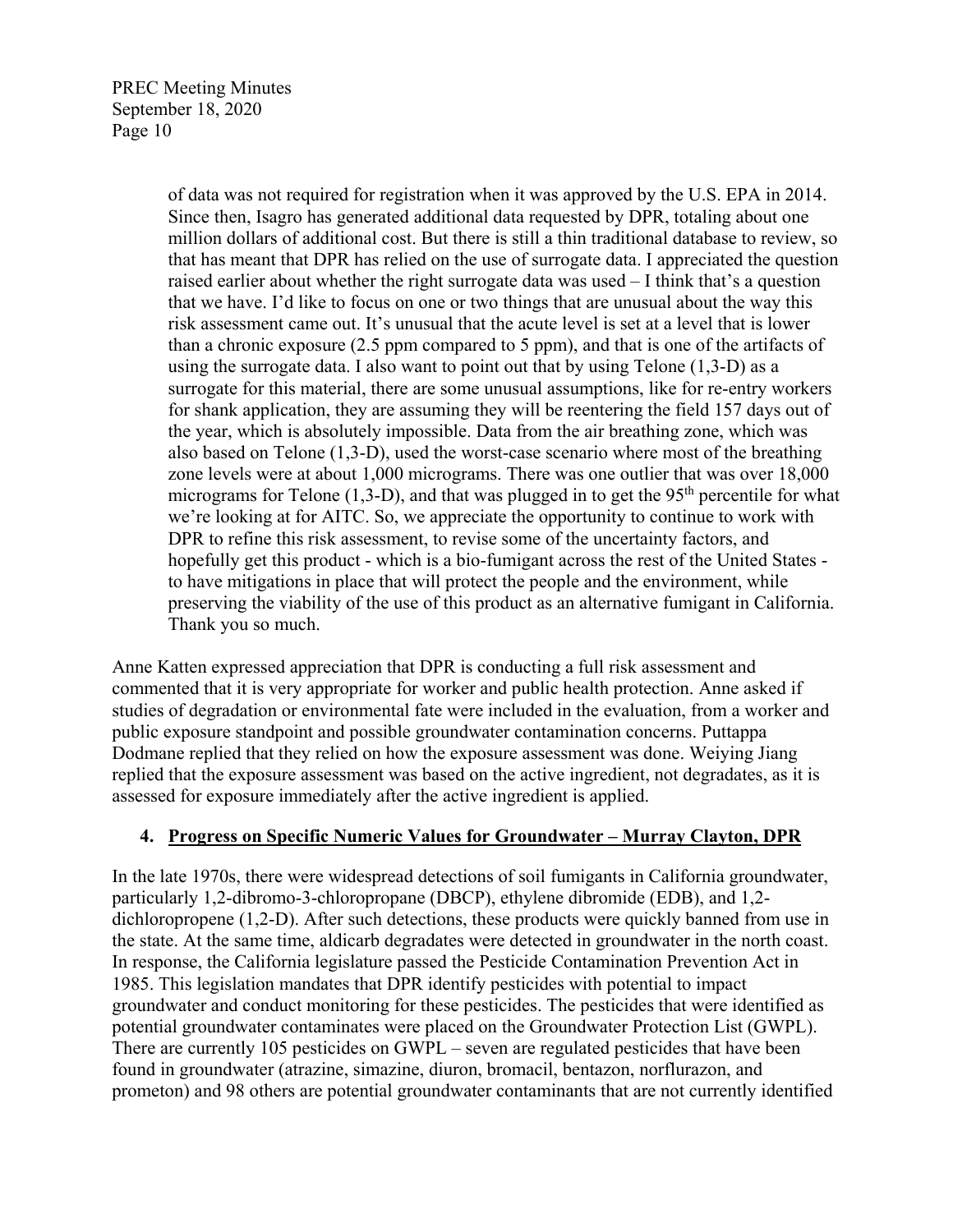of data was not required for registration when it was approved by the U.S. EPA in 2014. Since then, Isagro has generated additional data requested by DPR, totaling about one million dollars of additional cost. But there is still a thin traditional database to review, so that has meant that DPR has relied on the use of surrogate data. I appreciated the question raised earlier about whether the right surrogate data was used – I think that's a question that we have. I'd like to focus on one or two things that are unusual about the way this risk assessment came out. It's unusual that the acute level is set at a level that is lower than a chronic exposure (2.5 ppm compared to 5 ppm), and that is one of the artifacts of using the surrogate data. I also want to point out that by using Telone (1,3-D) as a surrogate for this material, there are some unusual assumptions, like for re-entry workers for shank application, they are assuming they will be reentering the field 157 days out of the year, which is absolutely impossible. Data from the air breathing zone, which was also based on Telone (1,3-D), used the worst-case scenario where most of the breathing zone levels were at about 1,000 micrograms. There was one outlier that was over 18,000 micrograms for Telone (1,3-D), and that was plugged in to get the 95th percentile for what we're looking at for AITC. So, we appreciate the opportunity to continue to work with DPR to refine this risk assessment, to revise some of the uncertainty factors, and hopefully get this product - which is a bio-fumigant across the rest of the United States - to have mitigations in place that will protect the people and the environment, while preserving the viability of the use of this product as an alternative fumigant in California. Thank you so much.

Anne Katten expressed appreciation that DPR is conducting a full risk assessment and commented that it is very appropriate for worker and public health protection. Anne asked if studies of degradation or environmental fate were included in the evaluation, from a worker and public exposure standpoint and possible groundwater contamination concerns. Puttappa Dodmane replied that they relied on how the exposure assessment was done. Weiying Jiang replied that the exposure assessment was based on the active ingredient, not degradates, as it is assessed for exposure immediately after the active ingredient is applied.

**4. Progress on Specific Numeric Values for Groundwater – Murray Clayton, DPR**

In the late 1970s, there were widespread detections of soil fumigants in California groundwater, particularly 1,2-dibromo-3-chloropropane (DBCP), ethylene dibromide (EDB), and 1,2-dichloropropene (1,2-D). After such detections, these products were quickly banned from use in the state. At the same time, aldicarb degradates were detected in groundwater in the north coast. In response, the California legislature passed the Pesticide Contamination Prevention Act in 1985. This legislation mandates that DPR identify pesticides with potential to impact groundwater and conduct monitoring for these pesticides. The pesticides that were identified as potential groundwater contaminates were placed on the Groundwater Protection List (GWPL). There are currently 105 pesticides on GWPL – seven are regulated pesticides that have been found in groundwater (atrazine, simazine, diuron, bromacil, bentazon, norflurazon, and prometon) and 98 others are potential groundwater contaminants that are not currently identified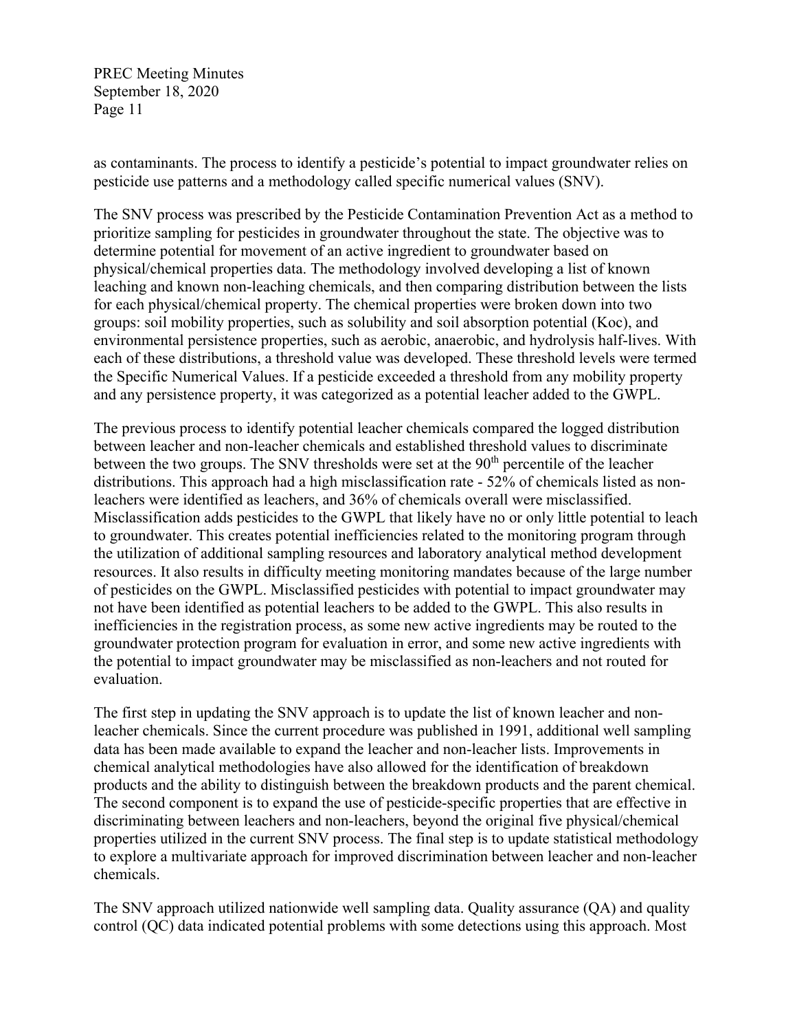as contaminants. The process to identify a pesticide's potential to impact groundwater relies on pesticide use patterns and a methodology called specific numerical values (SNV).

The SNV process was prescribed by the Pesticide Contamination Prevention Act as a method to prioritize sampling for pesticides in groundwater throughout the state. The objective was to determine potential for movement of an active ingredient to groundwater based on physical/chemical properties data. The methodology involved developing a list of known leaching and known non-leaching chemicals, and then comparing distribution between the lists for each physical/chemical property. The chemical properties were broken down into two groups: soil mobility properties, such as solubility and soil absorption potential (Koc), and environmental persistence properties, such as aerobic, anaerobic, and hydrolysis half-lives. With each of these distributions, a threshold value was developed. These threshold levels were termed the Specific Numerical Values. If a pesticide exceeded a threshold from any mobility property and any persistence property, it was categorized as a potential leacher added to the GWPL.

The previous process to identify potential leacher chemicals compared the logged distribution between leacher and non-leacher chemicals and established threshold values to discriminate between the two groups. The SNV thresholds were set at the 90th percentile of the leacher distributions. This approach had a high misclassification rate - 52% of chemicals listed as non-leachers were identified as leachers, and 36% of chemicals overall were misclassified. Misclassification adds pesticides to the GWPL that likely have no or only little potential to leach to groundwater. This creates potential inefficiencies related to the monitoring program through the utilization of additional sampling resources and laboratory analytical method development resources. It also results in difficulty meeting monitoring mandates because of the large number of pesticides on the GWPL. Misclassified pesticides with potential to impact groundwater may not have been identified as potential leachers to be added to the GWPL. This also results in inefficiencies in the registration process, as some new active ingredients may be routed to the groundwater protection program for evaluation in error, and some new active ingredients with the potential to impact groundwater may be misclassified as non-leachers and not routed for evaluation.

The first step in updating the SNV approach is to update the list of known leacher and non-leacher chemicals. Since the current procedure was published in 1991, additional well sampling data has been made available to expand the leacher and non-leacher lists. Improvements in chemical analytical methodologies have also allowed for the identification of breakdown products and the ability to distinguish between the breakdown products and the parent chemical. The second component is to expand the use of pesticide-specific properties that are effective in discriminating between leachers and non-leachers, beyond the original five physical/chemical properties utilized in the current SNV process. The final step is to update statistical methodology to explore a multivariate approach for improved discrimination between leacher and non-leacher chemicals.

The SNV approach utilized nationwide well sampling data. Quality assurance (QA) and quality control (QC) data indicated potential problems with some detections using this approach. Most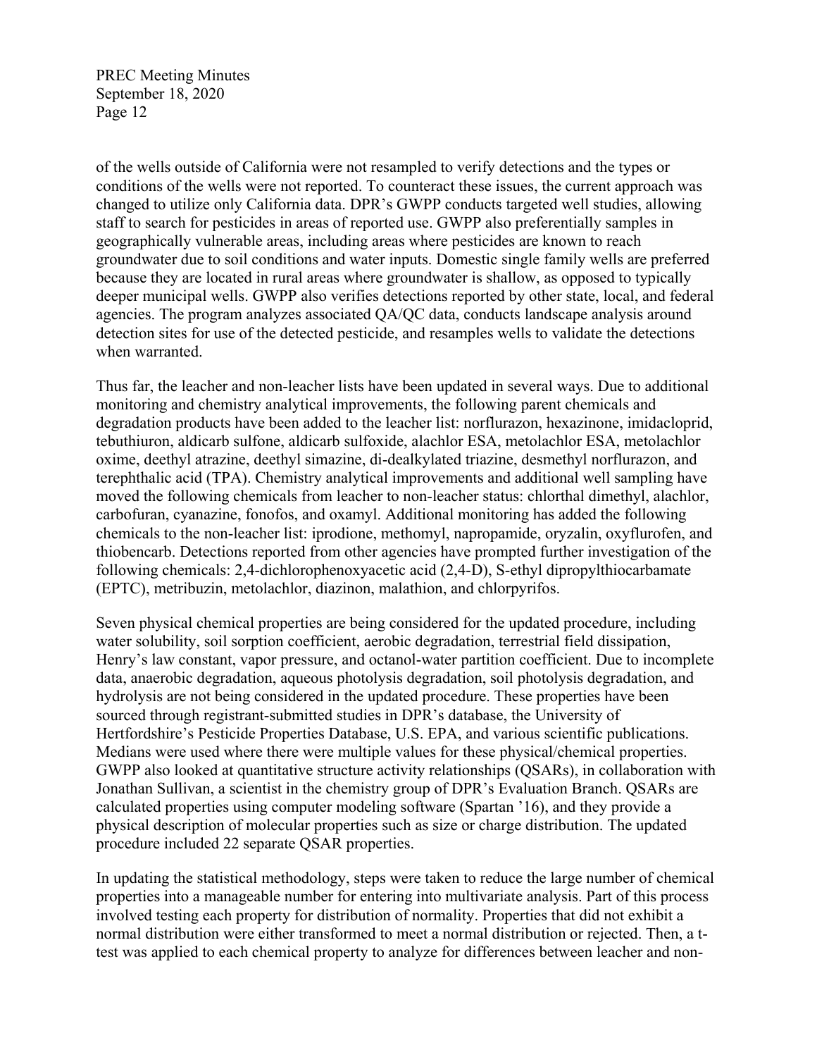of the wells outside of California were not resampled to verify detections and the types or conditions of the wells were not reported. To counteract these issues, the current approach was changed to utilize only California data. DPR's GWPP conducts targeted well studies, allowing staff to search for pesticides in areas of reported use. GWPP also preferentially samples in geographically vulnerable areas, including areas where pesticides are known to reach groundwater due to soil conditions and water inputs. Domestic single family wells are preferred because they are located in rural areas where groundwater is shallow, as opposed to typically deeper municipal wells. GWPP also verifies detections reported by other state, local, and federal agencies. The program analyzes associated QA/QC data, conducts landscape analysis around detection sites for use of the detected pesticide, and resamples wells to validate the detections when warranted.

Thus far, the leacher and non-leacher lists have been updated in several ways. Due to additional monitoring and chemistry analytical improvements, the following parent chemicals and degradation products have been added to the leacher list: norflurazon, hexazinone, imidacloprid, tebuthiuron, aldicarb sulfone, aldicarb sulfoxide, alachlor ESA, metolachlor ESA, metolachlor oxime, deethyl atrazine, deethyl simazine, di-dealkylated triazine, desmethyl norflurazon, and terephthalic acid (TPA). Chemistry analytical improvements and additional well sampling have moved the following chemicals from leacher to non-leacher status: chlorthal dimethyl, alachlor, carbofuran, cyanazine, fonofos, and oxamyl. Additional monitoring has added the following chemicals to the non-leacher list: iprodione, methomyl, napropamide, oryzalin, oxyflurofen, and thiobencarb. Detections reported from other agencies have prompted further investigation of the following chemicals: 2,4-dichlorophenoxyacetic acid (2,4-D), S-ethyl dipropylthiocarbamate (EPTC), metribuzin, metolachlor, diazinon, malathion, and chlorpyrifos.

Seven physical chemical properties are being considered for the updated procedure, including water solubility, soil sorption coefficient, aerobic degradation, terrestrial field dissipation, Henry's law constant, vapor pressure, and octanol-water partition coefficient. Due to incomplete data, anaerobic degradation, aqueous photolysis degradation, soil photolysis degradation, and hydrolysis are not being considered in the updated procedure. These properties have been sourced through registrant-submitted studies in DPR's database, the University of Hertfordshire's Pesticide Properties Database, U.S. EPA, and various scientific publications. Medians were used where there were multiple values for these physical/chemical properties. GWPP also looked at quantitative structure activity relationships (QSARs), in collaboration with Jonathan Sullivan, a scientist in the chemistry group of DPR's Evaluation Branch. QSARs are calculated properties using computer modeling software (Spartan '16), and they provide a physical description of molecular properties such as size or charge distribution. The updated procedure included 22 separate QSAR properties.

In updating the statistical methodology, steps were taken to reduce the large number of chemical properties into a manageable number for entering into multivariate analysis. Part of this process involved testing each property for distribution of normality. Properties that did not exhibit a normal distribution were either transformed to meet a normal distribution or rejected. Then, a t-test was applied to each chemical property to analyze for differences between leacher and non-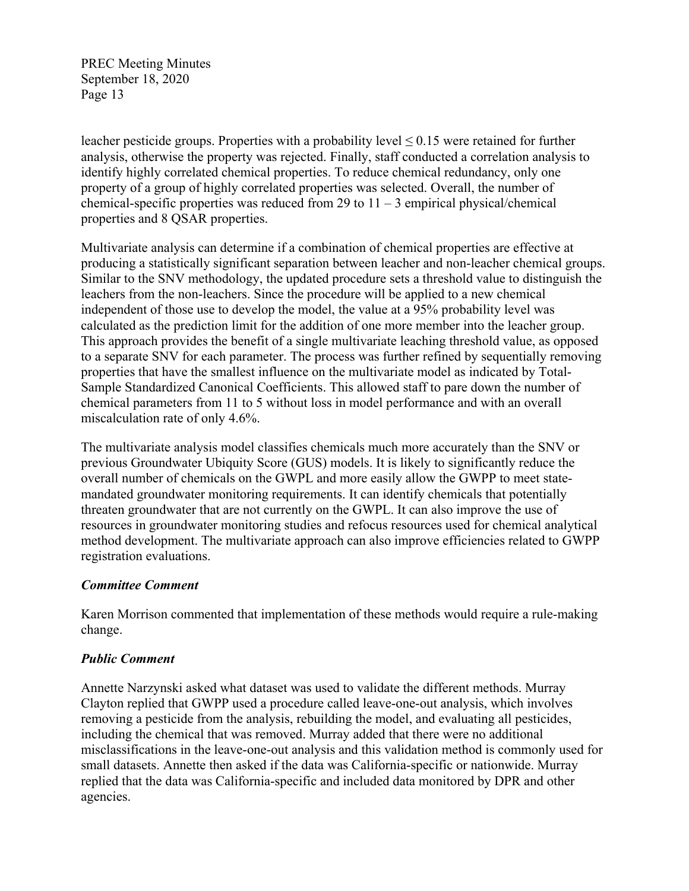leacher pesticide groups. Properties with a probability level ≤ 0.15 were retained for further analysis, otherwise the property was rejected. Finally, staff conducted a correlation analysis to identify highly correlated chemical properties. To reduce chemical redundancy, only one property of a group of highly correlated properties was selected. Overall, the number of chemical-specific properties was reduced from 29 to 11 – 3 empirical physical/chemical properties and 8 QSAR properties.

Multivariate analysis can determine if a combination of chemical properties are effective at producing a statistically significant separation between leacher and non-leacher chemical groups. Similar to the SNV methodology, the updated procedure sets a threshold value to distinguish the leachers from the non-leachers. Since the procedure will be applied to a new chemical independent of those use to develop the model, the value at a 95% probability level was calculated as the prediction limit for the addition of one more member into the leacher group. This approach provides the benefit of a single multivariate leaching threshold value, as opposed to a separate SNV for each parameter. The process was further refined by sequentially removing properties that have the smallest influence on the multivariate model as indicated by Total-Sample Standardized Canonical Coefficients. This allowed staff to pare down the number of chemical parameters from 11 to 5 without loss in model performance and with an overall miscalculation rate of only 4.6%.

The multivariate analysis model classifies chemicals much more accurately than the SNV or previous Groundwater Ubiquity Score (GUS) models. It is likely to significantly reduce the overall number of chemicals on the GWPL and more easily allow the GWPP to meet state-mandated groundwater monitoring requirements. It can identify chemicals that potentially threaten groundwater that are not currently on the GWPL. It can also improve the use of resources in groundwater monitoring studies and refocus resources used for chemical analytical method development. The multivariate approach can also improve efficiencies related to GWPP registration evaluations.

***Committee Comment***

Karen Morrison commented that implementation of these methods would require a rule-making change.

***Public Comment***

Annette Narzynski asked what dataset was used to validate the different methods. Murray Clayton replied that GWPP used a procedure called leave-one-out analysis, which involves removing a pesticide from the analysis, rebuilding the model, and evaluating all pesticides, including the chemical that was removed. Murray added that there were no additional misclassifications in the leave-one-out analysis and this validation method is commonly used for small datasets. Annette then asked if the data was California-specific or nationwide. Murray replied that the data was California-specific and included data monitored by DPR and other agencies.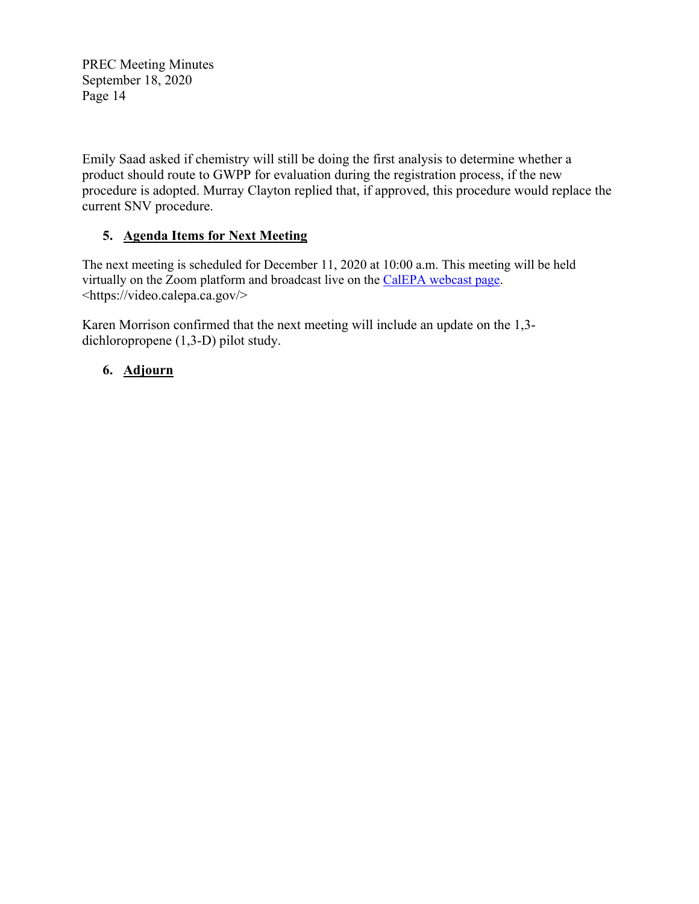Emily Saad asked if chemistry will still be doing the first analysis to determine whether a product should route to GWPP for evaluation during the registration process, if the new procedure is adopted. Murray Clayton replied that, if approved, this procedure would replace the current SNV procedure.

5. **Agenda Items for Next Meeting**

The next meeting is scheduled for December 11, 2020 at 10:00 a.m. This meeting will be held virtually on the Zoom platform and broadcast live on the [CalEPA webcast page](https://video.calepa.ca.gov/). <https://video.calepa.ca.gov/>

Karen Morrison confirmed that the next meeting will include an update on the 1,3-dichloropropene (1,3-D) pilot study.

6. **Adjourn**